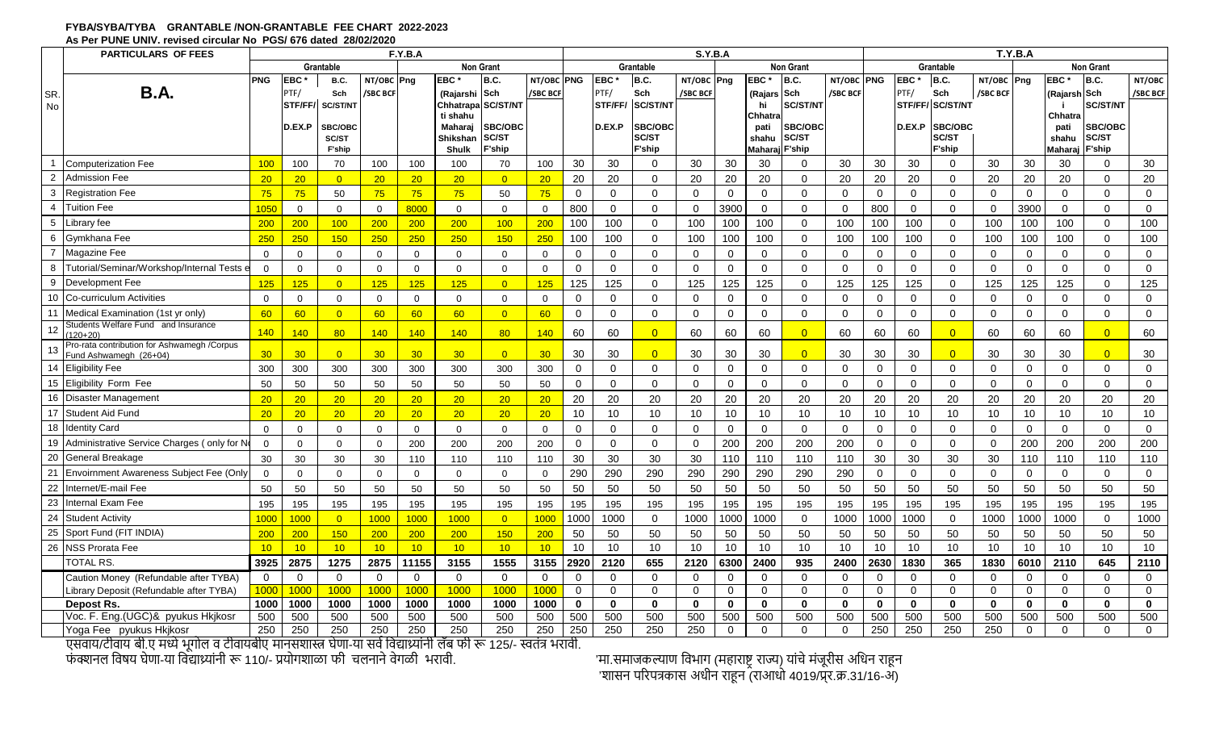**FYBA/SYBA/TYBA GRANTABLE /NON-GRANTABLE FEE CHART 2022-2023**

**As Per PUNE UNIV. revised circular No PGS/ 676 dated 28/02/2020**

| SR. No | PARTICULARS OF FEES | F.Y.B.A | | | | | | | | S.Y.B.A | | | | | | | | T.Y.B.A | | | | | | | |
|---|---|---|---|---|---|---|---|---|---|---|---|---|---|---|---|---|---|---|---|---|---|---|---|---|---|
| | | Grantable | | | | Non Grant | | | | Grantable | | | | Non Grant | | | | Grantable | | | | Non Grant | | | |
| | **B.A.** | PNG | EBC * PTF/ STF/FF/ D.EX.P | B.C. Sch SC/ST/NT SBC/OBC SC/ST F'ship | NT/OBC /SBC BCF | Png | EBC * (Rajarshi Chhatrapati shahu Maharaj Shikshan Shulk | B.C. Sch SC/ST/NT SBC/OBC SC/ST F'ship | NT/OBC /SBC BCF | PNG | EBC * PTF/ STF/FF/ D.EX.P | B.C. Sch SC/ST/NT SBC/OBC SC/ST F'ship | NT/OBC /SBC BCF | Png | EBC * (Rajarshi Chhatrapati shahu Maharaj | B.C. Sch SC/ST/NT SBC/OBC SC/ST F'ship | NT/OBC /SBC BCF | PNG | EBC * PTF/ STF/FF/ D.EX.P | B.C. Sch SC/ST/NT SBC/OBC SC/ST F'ship | NT/OBC /SBC BCF | Png | EBC * (Rajarsh i Chhatra pati shahu Maharaj | B.C. Sch SC/ST/NT SBC/OBC SC/ST F'ship | NT/OBC /SBC BCF |
| 1 | Computerization Fee | 100 | 100 | 70 | 100 | 100 | 100 | 70 | 100 | 30 | 30 | 0 | 30 | 30 | 30 | 0 | 30 | 30 | 30 | 0 | 30 | 30 | 30 | 0 | 30 |
| 2 | Admission Fee | 20 | 20 | 0 | 20 | 20 | 20 | 0 | 20 | 20 | 20 | 0 | 20 | 20 | 20 | 0 | 20 | 20 | 20 | 0 | 20 | 20 | 20 | 0 | 20 |
| 3 | Registration Fee | 75 | 75 | 50 | 75 | 75 | 75 | 50 | 75 | 0 | 0 | 0 | 0 | 0 | 0 | 0 | 0 | 0 | 0 | 0 | 0 | 0 | 0 | 0 | 0 |
| 4 | Tuition Fee | 1050 | 0 | 0 | 0 | 8000 | 0 | 0 | 0 | 800 | 0 | 0 | 0 | 3900 | 0 | 0 | 0 | 800 | 0 | 0 | 0 | 3900 | 0 | 0 | 0 |
| 5 | Library fee | 200 | 200 | 100 | 200 | 200 | 200 | 100 | 200 | 100 | 100 | 0 | 100 | 100 | 100 | 0 | 100 | 100 | 100 | 0 | 100 | 100 | 100 | 0 | 100 |
| 6 | Gymkhana Fee | 250 | 250 | 150 | 250 | 250 | 250 | 150 | 250 | 100 | 100 | 0 | 100 | 100 | 100 | 0 | 100 | 100 | 100 | 0 | 100 | 100 | 100 | 0 | 100 |
| 7 | Magazine Fee | 0 | 0 | 0 | 0 | 0 | 0 | 0 | 0 | 0 | 0 | 0 | 0 | 0 | 0 | 0 | 0 | 0 | 0 | 0 | 0 | 0 | 0 | 0 | 0 |
| 8 | Tutorial/Seminar/Workshop/Internal Tests e | 0 | 0 | 0 | 0 | 0 | 0 | 0 | 0 | 0 | 0 | 0 | 0 | 0 | 0 | 0 | 0 | 0 | 0 | 0 | 0 | 0 | 0 | 0 | 0 |
| 9 | Development Fee | 125 | 125 | 0 | 125 | 125 | 125 | 0 | 125 | 125 | 125 | 0 | 125 | 125 | 125 | 0 | 125 | 125 | 125 | 0 | 125 | 125 | 125 | 0 | 125 |
| 10 | Co-curriculum Activities | 0 | 0 | 0 | 0 | 0 | 0 | 0 | 0 | 0 | 0 | 0 | 0 | 0 | 0 | 0 | 0 | 0 | 0 | 0 | 0 | 0 | 0 | 0 | 0 |
| 11 | Medical Examination (1st yr only) | 60 | 60 | 0 | 60 | 60 | 60 | 0 | 60 | 0 | 0 | 0 | 0 | 0 | 0 | 0 | 0 | 0 | 0 | 0 | 0 | 0 | 0 | 0 | 0 |
| 12 | Students Welfare Fund and Insurance (120+20) | 140 | 140 | 80 | 140 | 140 | 140 | 80 | 140 | 60 | 60 | 0 | 60 | 60 | 60 | 0 | 60 | 60 | 60 | 0 | 60 | 60 | 60 | 0 | 60 |
| 13 | Pro-rata contribution for Ashwamegh /Corpus Fund Ashwamegh (26+04) | 30 | 30 | 0 | 30 | 30 | 30 | 0 | 30 | 30 | 30 | 0 | 30 | 30 | 30 | 0 | 30 | 30 | 30 | 0 | 30 | 30 | 30 | 0 | 30 |
| 14 | Eligibility Fee | 300 | 300 | 300 | 300 | 300 | 300 | 300 | 300 | 0 | 0 | 0 | 0 | 0 | 0 | 0 | 0 | 0 | 0 | 0 | 0 | 0 | 0 | 0 | 0 |
| 15 | Eligibility Form Fee | 50 | 50 | 50 | 50 | 50 | 50 | 50 | 50 | 0 | 0 | 0 | 0 | 0 | 0 | 0 | 0 | 0 | 0 | 0 | 0 | 0 | 0 | 0 | 0 |
| 16 | Disaster Management | 20 | 20 | 20 | 20 | 20 | 20 | 20 | 20 | 20 | 20 | 20 | 20 | 20 | 20 | 20 | 20 | 20 | 20 | 20 | 20 | 20 | 20 | 20 | 20 |
| 17 | Student Aid Fund | 20 | 20 | 20 | 20 | 20 | 20 | 20 | 20 | 10 | 10 | 10 | 10 | 10 | 10 | 10 | 10 | 10 | 10 | 10 | 10 | 10 | 10 | 10 | 10 |
| 18 | Identity Card | 0 | 0 | 0 | 0 | 0 | 0 | 0 | 0 | 0 | 0 | 0 | 0 | 0 | 0 | 0 | 0 | 0 | 0 | 0 | 0 | 0 | 0 | 0 | 0 |
| 19 | Administrative Service Charges ( only for N | 0 | 0 | 0 | 0 | 200 | 200 | 200 | 200 | 0 | 0 | 0 | 0 | 200 | 200 | 200 | 200 | 0 | 0 | 0 | 0 | 200 | 200 | 200 | 200 |
| 20 | General Breakage | 30 | 30 | 30 | 30 | 110 | 110 | 110 | 110 | 30 | 30 | 30 | 30 | 110 | 110 | 110 | 110 | 30 | 30 | 30 | 30 | 110 | 110 | 110 | 110 |
| 21 | Envoirnment Awareness Subject Fee (Only | 0 | 0 | 0 | 0 | 0 | 0 | 0 | 0 | 290 | 290 | 290 | 290 | 290 | 290 | 290 | 290 | 0 | 0 | 0 | 0 | 0 | 0 | 0 | 0 |
| 22 | Internet/E-mail Fee | 50 | 50 | 50 | 50 | 50 | 50 | 50 | 50 | 50 | 50 | 50 | 50 | 50 | 50 | 50 | 50 | 50 | 50 | 50 | 50 | 50 | 50 | 50 | 50 |
| 23 | Internal Exam Fee | 195 | 195 | 195 | 195 | 195 | 195 | 195 | 195 | 195 | 195 | 195 | 195 | 195 | 195 | 195 | 195 | 195 | 195 | 195 | 195 | 195 | 195 | 195 | 195 |
| 24 | Student Activity | 1000 | 1000 | 0 | 1000 | 1000 | 1000 | 0 | 1000 | 1000 | 1000 | 0 | 1000 | 1000 | 1000 | 0 | 1000 | 1000 | 1000 | 0 | 1000 | 1000 | 1000 | 0 | 1000 |
| 25 | Sport Fund (FIT INDIA) | 200 | 200 | 150 | 200 | 200 | 200 | 150 | 200 | 50 | 50 | 50 | 50 | 50 | 50 | 50 | 50 | 50 | 50 | 50 | 50 | 50 | 50 | 50 | 50 |
| 26 | NSS Prorata Fee | 10 | 10 | 10 | 10 | 10 | 10 | 10 | 10 | 10 | 10 | 10 | 10 | 10 | 10 | 10 | 10 | 10 | 10 | 10 | 10 | 10 | 10 | 10 | 10 |
| | TOTAL RS. | **3925** | **2875** | **1275** | **2875** | **11155** | **3155** | **1555** | **3155** | **2920** | **2120** | **655** | **2120** | **6300** | **2400** | **935** | **2400** | **2630** | **1830** | **365** | **1830** | **6010** | **2110** | **645** | **2110** |
| | Caution Money (Refundable after TYBA) | 0 | 0 | 0 | 0 | 0 | 0 | 0 | 0 | 0 | 0 | 0 | 0 | 0 | 0 | 0 | 0 | 0 | 0 | 0 | 0 | 0 | 0 | 0 | 0 |
| | Library Deposit (Refundable after TYBA) | 1000 | 1000 | 1000 | 1000 | 1000 | 1000 | 1000 | 1000 | 0 | 0 | 0 | 0 | 0 | 0 | 0 | 0 | 0 | 0 | 0 | 0 | 0 | 0 | 0 | 0 |
| | **Depost Rs.** | **1000** | **1000** | **1000** | **1000** | **1000** | **1000** | **1000** | **1000** | **0** | **0** | **0** | **0** | **0** | **0** | **0** | **0** | **0** | **0** | **0** | **0** | **0** | **0** | **0** | **0** |
| | Voc. F. Eng.(UGC)& pyukus Hkjkosr | 500 | 500 | 500 | 500 | 500 | 500 | 500 | 500 | 500 | 500 | 500 | 500 | 500 | 500 | 500 | 500 | 500 | 500 | 500 | 500 | 500 | 500 | 500 | 500 |
| | Yoga Fee pyukus Hkjkosr | 250 | 250 | 250 | 250 | 250 | 250 | 250 | 250 | 250 | 250 | 250 | 250 | 0 | 0 | 0 | 0 | 250 | 250 | 250 | 250 | 0 | 0 | 0 | 0 |

एसवाय/टीवाय बी.ए मध्ये भूगोल व टीवायबीए मानसशास्त्र घेणा-या सर्व विद्यार्थ्यांनी लॅब फी रू 125/- स्वतंत्र भरावी.

फंक्शनल विषय घेणा-या विद्यार्थ्यांनी रू 110/- प्रयोगशाळा फी चलनाने वेगळी भरावी.

'मा.समाजकल्याण विभाग (महाराष्ट्र राज्य) यांचे मंजूरीस अधिन राहून

'शासन परिपत्रकास अधीन राहून (राआधो 4019/प्र.क्र.31/16-अ)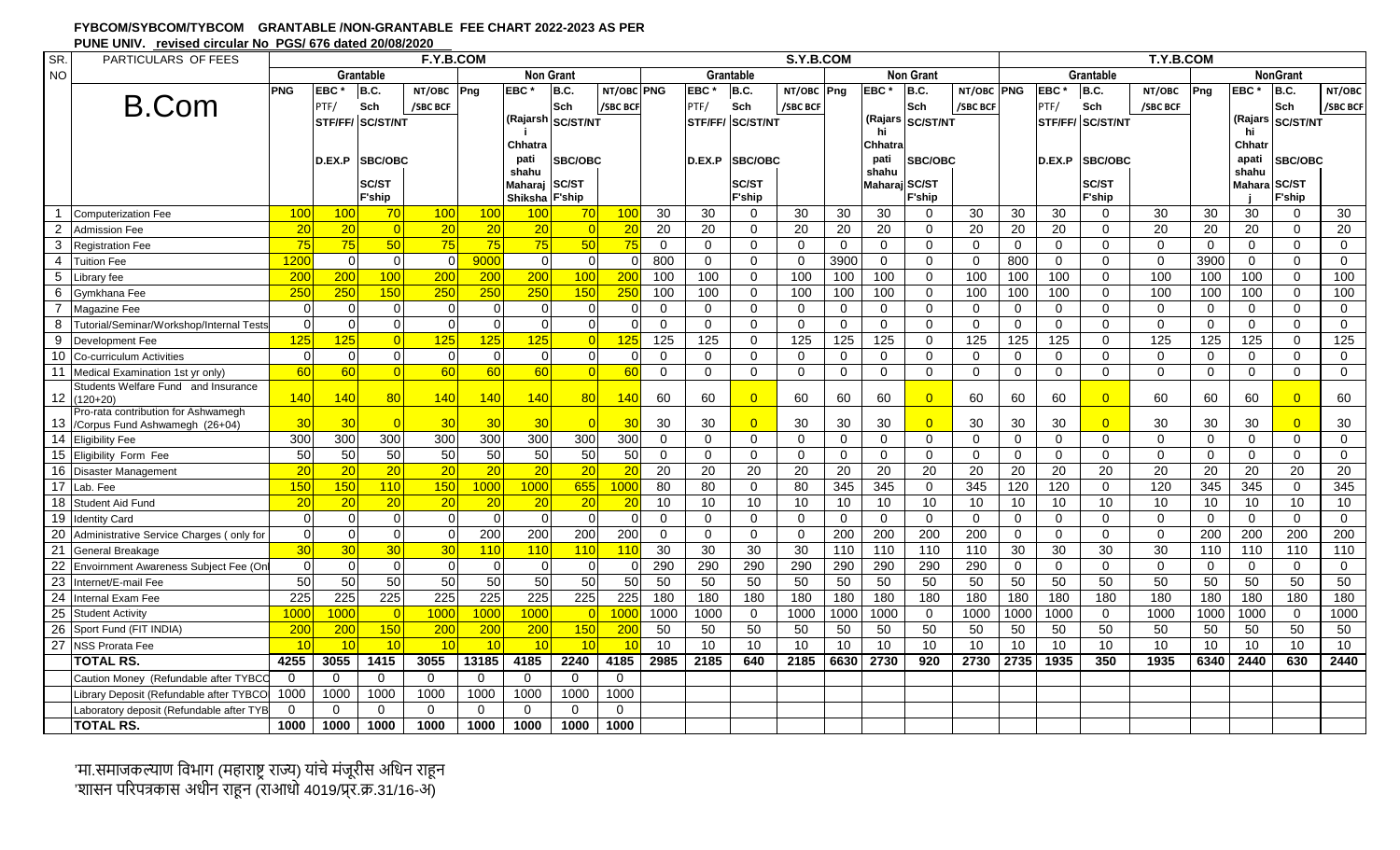**FYBCOM/SYBCOM/TYBCOM GRANTABLE /NON-GRANTABLE FEE CHART 2022-2023 AS PER PUNE UNIV. revised circular No PGS/ 676 dated 20/08/2020**

| SR. NO | PARTICULARS OF FEES | F.Y.B.COM | | | | | | | | S.Y.B.COM | | | | | | | | T.Y.B.COM | | | | | | | |
|---|---|---|---|---|---|---|---|---|---|---|---|---|---|---|---|---|---|---|---|---|---|---|---|---|---|
| | | Grantable | | | | Non Grant | | | | Grantable | | | | Non Grant | | | | Grantable | | | | NonGrant | | | |
| | B.Com | PNG | EBC * PTF/ STF/FF/ D.EX.P | B.C. Sch SC/ST/NT SBC/OBC SC/ST F'ship | NT/OBC /SBC BCF | Png | EBC * (Rajarshi Chhatrapati shahu Maharaj Shiksha | B.C. Sch SC/ST/NT SBC/OBC SC/ST F'ship | NT/OBC /SBC BCF | PNG | EBC * PTF/ STF/FF/ D.EX.P | B.C. Sch SC/ST/NT SBC/OBC SC/ST F'ship | NT/OBC /SBC BCF | Png | EBC * (Rajarshi Chhatrapati shahu Maharaj | B.C. Sch SC/ST/NT SBC/OBC SC/ST F'ship | NT/OBC /SBC BCF | PNG | EBC * PTF/ STF/FF/ D.EX.P | B.C. Sch SC/ST/NT SBC/OBC SC/ST F'ship | NT/OBC /SBC BCF | Png | EBC * (Rajarshi Chhatrapati shahu Maharaj | B.C. Sch SC/ST/NT SBC/OBC SC/ST F'ship | NT/OBC /SBC BCF |
| 1 | Computerization Fee | 100 | 100 | 70 | 100 | 100 | 100 | 70 | 100 | 30 | 30 | 0 | 30 | 30 | 30 | 0 | 30 | 30 | 30 | 0 | 30 | 30 | 30 | 0 | 30 |
| 2 | Admission Fee | 20 | 20 | 0 | 20 | 20 | 20 | 0 | 20 | 20 | 20 | 0 | 20 | 20 | 20 | 0 | 20 | 20 | 20 | 0 | 20 | 20 | 20 | 0 | 20 |
| 3 | Registration Fee | 75 | 75 | 50 | 75 | 75 | 75 | 50 | 75 | 0 | 0 | 0 | 0 | 0 | 0 | 0 | 0 | 0 | 0 | 0 | 0 | 0 | 0 | 0 | 0 |
| 4 | Tuition Fee | 1200 | 0 | 0 | 0 | 9000 | 0 | 0 | 0 | 800 | 0 | 0 | 0 | 3900 | 0 | 0 | 0 | 800 | 0 | 0 | 0 | 3900 | 0 | 0 | 0 |
| 5 | Library fee | 200 | 200 | 100 | 200 | 200 | 200 | 100 | 200 | 100 | 100 | 0 | 100 | 100 | 100 | 0 | 100 | 100 | 100 | 0 | 100 | 100 | 100 | 0 | 100 |
| 6 | Gymkhana Fee | 250 | 250 | 150 | 250 | 250 | 250 | 150 | 250 | 100 | 100 | 0 | 100 | 100 | 100 | 0 | 100 | 100 | 100 | 0 | 100 | 100 | 100 | 0 | 100 |
| 7 | Magazine Fee | 0 | 0 | 0 | 0 | 0 | 0 | 0 | 0 | 0 | 0 | 0 | 0 | 0 | 0 | 0 | 0 | 0 | 0 | 0 | 0 | 0 | 0 | 0 | 0 |
| 8 | Tutorial/Seminar/Workshop/Internal Tests | 0 | 0 | 0 | 0 | 0 | 0 | 0 | 0 | 0 | 0 | 0 | 0 | 0 | 0 | 0 | 0 | 0 | 0 | 0 | 0 | 0 | 0 | 0 | 0 |
| 9 | Development Fee | 125 | 125 | 0 | 125 | 125 | 125 | 0 | 125 | 125 | 125 | 0 | 125 | 125 | 125 | 0 | 125 | 125 | 125 | 0 | 125 | 125 | 125 | 0 | 125 |
| 10 | Co-curriculum Activities | 0 | 0 | 0 | 0 | 0 | 0 | 0 | 0 | 0 | 0 | 0 | 0 | 0 | 0 | 0 | 0 | 0 | 0 | 0 | 0 | 0 | 0 | 0 | 0 |
| 11 | Medical Examination 1st yr only) | 60 | 60 | 0 | 60 | 60 | 60 | 0 | 60 | 0 | 0 | 0 | 0 | 0 | 0 | 0 | 0 | 0 | 0 | 0 | 0 | 0 | 0 | 0 | 0 |
| 12 | Students Welfare Fund and Insurance (120+20) | 140 | 140 | 80 | 140 | 140 | 140 | 80 | 140 | 60 | 60 | 0 | 60 | 60 | 60 | 0 | 60 | 60 | 60 | 0 | 60 | 60 | 60 | 0 | 60 |
| 13 | Pro-rata contribution for Ashwamegh /Corpus Fund Ashwamegh (26+04) | 30 | 30 | 0 | 30 | 30 | 30 | 0 | 30 | 30 | 30 | 0 | 30 | 30 | 30 | 0 | 30 | 30 | 30 | 0 | 30 | 30 | 30 | 0 | 30 |
| 14 | Eligibility Fee | 300 | 300 | 300 | 300 | 300 | 300 | 300 | 300 | 0 | 0 | 0 | 0 | 0 | 0 | 0 | 0 | 0 | 0 | 0 | 0 | 0 | 0 | 0 | 0 |
| 15 | Eligibility Form Fee | 50 | 50 | 50 | 50 | 50 | 50 | 50 | 50 | 0 | 0 | 0 | 0 | 0 | 0 | 0 | 0 | 0 | 0 | 0 | 0 | 0 | 0 | 0 | 0 |
| 16 | Disaster Management | 20 | 20 | 20 | 20 | 20 | 20 | 20 | 20 | 20 | 20 | 20 | 20 | 20 | 20 | 20 | 20 | 20 | 20 | 20 | 20 | 20 | 20 | 20 | 20 |
| 17 | Lab. Fee | 150 | 150 | 110 | 150 | 1000 | 1000 | 655 | 1000 | 80 | 80 | 0 | 80 | 345 | 345 | 0 | 345 | 120 | 120 | 0 | 120 | 345 | 345 | 0 | 345 |
| 18 | Student Aid Fund | 20 | 20 | 20 | 20 | 20 | 20 | 20 | 20 | 10 | 10 | 10 | 10 | 10 | 10 | 10 | 10 | 10 | 10 | 10 | 10 | 10 | 10 | 10 | 10 |
| 19 | Identity Card | 0 | 0 | 0 | 0 | 0 | 0 | 0 | 0 | 0 | 0 | 0 | 0 | 0 | 0 | 0 | 0 | 0 | 0 | 0 | 0 | 0 | 0 | 0 | 0 |
| 20 | Administrative Service Charges ( only for | 0 | 0 | 0 | 0 | 200 | 200 | 200 | 200 | 0 | 0 | 0 | 0 | 200 | 200 | 200 | 200 | 0 | 0 | 0 | 0 | 200 | 200 | 200 | 200 |
| 21 | General Breakage | 30 | 30 | 30 | 30 | 110 | 110 | 110 | 110 | 30 | 30 | 30 | 30 | 110 | 110 | 110 | 110 | 30 | 30 | 30 | 30 | 110 | 110 | 110 | 110 |
| 22 | Envoirnment Awareness Subject Fee (On | 0 | 0 | 0 | 0 | 0 | 0 | 0 | 0 | 290 | 290 | 290 | 290 | 290 | 290 | 290 | 290 | 0 | 0 | 0 | 0 | 0 | 0 | 0 | 0 |
| 23 | Internet/E-mail Fee | 50 | 50 | 50 | 50 | 50 | 50 | 50 | 50 | 50 | 50 | 50 | 50 | 50 | 50 | 50 | 50 | 50 | 50 | 50 | 50 | 50 | 50 | 50 | 50 |
| 24 | Internal Exam Fee | 225 | 225 | 225 | 225 | 225 | 225 | 225 | 225 | 180 | 180 | 180 | 180 | 180 | 180 | 180 | 180 | 180 | 180 | 180 | 180 | 180 | 180 | 180 | 180 |
| 25 | Student Activity | 1000 | 1000 | 0 | 1000 | 1000 | 1000 | 0 | 1000 | 1000 | 1000 | 0 | 1000 | 1000 | 1000 | 0 | 1000 | 1000 | 1000 | 0 | 1000 | 1000 | 1000 | 0 | 1000 |
| 26 | Sport Fund (FIT INDIA) | 200 | 200 | 150 | 200 | 200 | 200 | 150 | 200 | 50 | 50 | 50 | 50 | 50 | 50 | 50 | 50 | 50 | 50 | 50 | 50 | 50 | 50 | 50 | 50 |
| 27 | NSS Prorata Fee | 10 | 10 | 10 | 10 | 10 | 10 | 10 | 10 | 10 | 10 | 10 | 10 | 10 | 10 | 10 | 10 | 10 | 10 | 10 | 10 | 10 | 10 | 10 | 10 |
| | **TOTAL RS.** | **4255** | **3055** | **1415** | **3055** | **13185** | **4185** | **2240** | **4185** | **2985** | **2185** | **640** | **2185** | **6630** | **2730** | **920** | **2730** | **2735** | **1935** | **350** | **1935** | **6340** | **2440** | **630** | **2440** |
| | Caution Money (Refundable after TYBCO | 0 | 0 | 0 | 0 | 0 | 0 | 0 | 0 | | | | | | | | | | | | | | | | |
| | Library Deposit (Refundable after TYBCO | 1000 | 1000 | 1000 | 1000 | 1000 | 1000 | 1000 | 1000 | | | | | | | | | | | | | | | | |
| | Laboratory deposit (Refundable after TYB | 0 | 0 | 0 | 0 | 0 | 0 | 0 | 0 | | | | | | | | | | | | | | | | |
| | **TOTAL RS.** | **1000** | **1000** | **1000** | **1000** | **1000** | **1000** | **1000** | **1000** | | | | | | | | | | | | | | | | |

'मा.समाजकल्याण विभाग (महाराष्ट्र राज्य) यांचे मंजूरीस अधिन राहून
'शासन परिपत्रकास अधीन राहून (राआधो 4019/प्र.क्र.31/16-अ)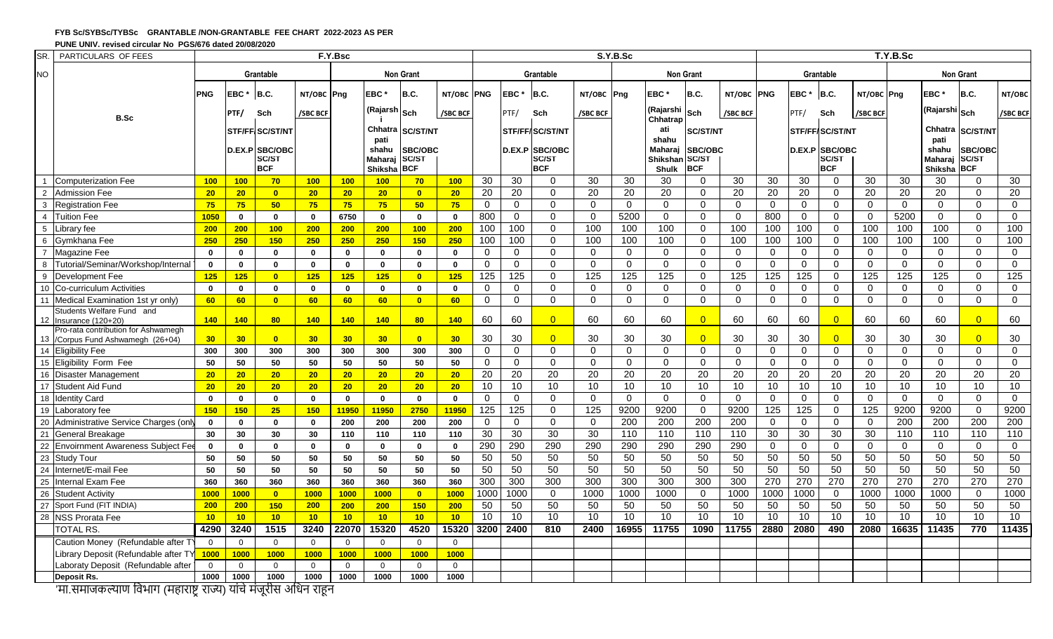**FYB Sc/SYBSc/TYBSc GRANTABLE /NON-GRANTABLE FEE CHART 2022-2023 AS PER**

**PUNE UNIV. revised circular No PGS/676 dated 20/08/2020**

| SR. NO | PARTICULARS OF FEES | F.Y.Bsc | | | | | | | | S.Y.B.Sc | | | | | | | | T.Y.B.Sc | | | | | | | |
|---|---|---|---|---|---|---|---|---|---|---|---|---|---|---|---|---|---|---|---|---|---|---|---|---|---|
| | | Grantable | | | | Non Grant | | | | Grantable | | | | Non Grant | | | | Grantable | | | | Non Grant | | | |
| | B.Sc | PNG | EBC* PTF/ STF/FF D.EX.P | B.C. Sch SC/ST/NT SBC/OBC SC/ST BCF | NT/OBC /SBC BCF | Png | EBC* (Rajarshi Chhatrapati shahu Maharaj Shiksha | B.C. Sch SC/ST/NT SBC/OBC SC/ST BCF | NT/OBC /SBC BCF | PNG | EBC* PTF/ STF/FF D.EX.P | B.C. Sch SC/ST/NT SBC/OBC SC/ST BCF | NT/OBC /SBC BCF | Png | EBC* (Rajarshi Chhatrapati shahu Maharaj Shikshan Shulk | B.C. Sch SC/ST/NT SBC/OBC SC/ST BCF | NT/OBC /SBC BCF | PNG | EBC* PTF/ STF/FF D.EX.P | B.C. Sch SC/ST/NT SBC/OBC SC/ST BCF | NT/OBC /SBC BCF | Png | EBC* (Rajarshi Chhatrapati shahu Maharaj Shiksha | B.C. Sch SC/ST/NT SBC/OBC SC/ST BCF | NT/OBC /SBC BCF |
| 1 | Computerization Fee | 100 | 100 | 70 | 100 | 100 | 100 | 70 | 100 | 30 | 30 | 0 | 30 | 30 | 30 | 0 | 30 | 30 | 30 | 0 | 30 | 30 | 30 | 0 | 30 |
| 2 | Admission Fee | 20 | 20 | 0 | 20 | 20 | 20 | 0 | 20 | 20 | 20 | 0 | 20 | 20 | 20 | 0 | 20 | 20 | 20 | 0 | 20 | 20 | 20 | 0 | 20 |
| 3 | Registration Fee | 75 | 75 | 50 | 75 | 75 | 75 | 50 | 75 | 0 | 0 | 0 | 0 | 0 | 0 | 0 | 0 | 0 | 0 | 0 | 0 | 0 | 0 | 0 | 0 |
| 4 | Tuition Fee | 1050 | 0 | 0 | 0 | 6750 | 0 | 0 | 0 | 800 | 0 | 0 | 0 | 5200 | 0 | 0 | 0 | 800 | 0 | 0 | 0 | 5200 | 0 | 0 | 0 |
| 5 | Library fee | 200 | 200 | 100 | 200 | 200 | 200 | 100 | 200 | 100 | 100 | 0 | 100 | 100 | 100 | 0 | 100 | 100 | 100 | 0 | 100 | 100 | 100 | 0 | 100 |
| 6 | Gymkhana Fee | 250 | 250 | 150 | 250 | 250 | 250 | 150 | 250 | 100 | 100 | 0 | 100 | 100 | 100 | 0 | 100 | 100 | 100 | 0 | 100 | 100 | 100 | 0 | 100 |
| 7 | Magazine Fee | 0 | 0 | 0 | 0 | 0 | 0 | 0 | 0 | 0 | 0 | 0 | 0 | 0 | 0 | 0 | 0 | 0 | 0 | 0 | 0 | 0 | 0 | 0 | 0 |
| 8 | Tutorial/Seminar/Workshop/Internal | 0 | 0 | 0 | 0 | 0 | 0 | 0 | 0 | 0 | 0 | 0 | 0 | 0 | 0 | 0 | 0 | 0 | 0 | 0 | 0 | 0 | 0 | 0 | 0 |
| 9 | Development Fee | 125 | 125 | 0 | 125 | 125 | 125 | 0 | 125 | 125 | 125 | 0 | 125 | 125 | 125 | 0 | 125 | 125 | 125 | 0 | 125 | 125 | 125 | 0 | 125 |
| 10 | Co-curriculum Activities | 0 | 0 | 0 | 0 | 0 | 0 | 0 | 0 | 0 | 0 | 0 | 0 | 0 | 0 | 0 | 0 | 0 | 0 | 0 | 0 | 0 | 0 | 0 | 0 |
| 11 | Medical Examination 1st yr only) | 60 | 60 | 0 | 60 | 60 | 60 | 0 | 60 | 0 | 0 | 0 | 0 | 0 | 0 | 0 | 0 | 0 | 0 | 0 | 0 | 0 | 0 | 0 | 0 |
| 12 | Students Welfare Fund and Insurance (120+20) | 140 | 140 | 80 | 140 | 140 | 140 | 80 | 140 | 60 | 60 | 0 | 60 | 60 | 60 | 0 | 60 | 60 | 60 | 0 | 60 | 60 | 60 | 0 | 60 |
| 13 | Pro-rata contribution for Ashwamegh /Corpus Fund Ashwamegh (26+04) | 30 | 30 | 0 | 30 | 30 | 30 | 0 | 30 | 30 | 30 | 0 | 30 | 30 | 30 | 0 | 30 | 30 | 30 | 0 | 30 | 30 | 30 | 0 | 30 |
| 14 | Eligibility Fee | 300 | 300 | 300 | 300 | 300 | 300 | 300 | 300 | 0 | 0 | 0 | 0 | 0 | 0 | 0 | 0 | 0 | 0 | 0 | 0 | 0 | 0 | 0 | 0 |
| 15 | Eligibility Form Fee | 50 | 50 | 50 | 50 | 50 | 50 | 50 | 50 | 0 | 0 | 0 | 0 | 0 | 0 | 0 | 0 | 0 | 0 | 0 | 0 | 0 | 0 | 0 | 0 |
| 16 | Disaster Management | 20 | 20 | 20 | 20 | 20 | 20 | 20 | 20 | 20 | 20 | 20 | 20 | 20 | 20 | 20 | 20 | 20 | 20 | 20 | 20 | 20 | 20 | 20 | 20 |
| 17 | Student Aid Fund | 20 | 20 | 20 | 20 | 20 | 20 | 20 | 20 | 10 | 10 | 10 | 10 | 10 | 10 | 10 | 10 | 10 | 10 | 10 | 10 | 10 | 10 | 10 | 10 |
| 18 | Identity Card | 0 | 0 | 0 | 0 | 0 | 0 | 0 | 0 | 0 | 0 | 0 | 0 | 0 | 0 | 0 | 0 | 0 | 0 | 0 | 0 | 0 | 0 | 0 | 0 |
| 19 | Laboratory fee | 150 | 150 | 25 | 150 | 11950 | 11950 | 2750 | 11950 | 125 | 125 | 0 | 125 | 9200 | 9200 | 0 | 9200 | 125 | 125 | 0 | 125 | 9200 | 9200 | 0 | 9200 |
| 20 | Administrative Service Charges (only | 0 | 0 | 0 | 0 | 200 | 200 | 200 | 200 | 0 | 0 | 0 | 0 | 200 | 200 | 200 | 200 | 0 | 0 | 0 | 0 | 200 | 200 | 200 | 200 |
| 21 | General Breakage | 30 | 30 | 30 | 30 | 110 | 110 | 110 | 110 | 30 | 30 | 30 | 30 | 110 | 110 | 110 | 110 | 30 | 30 | 30 | 30 | 110 | 110 | 110 | 110 |
| 22 | Envoirnment Awareness Subject Fee | 0 | 0 | 0 | 0 | 0 | 0 | 0 | 0 | 290 | 290 | 290 | 290 | 290 | 290 | 290 | 290 | 0 | 0 | 0 | 0 | 0 | 0 | 0 | 0 |
| 23 | Study Tour | 50 | 50 | 50 | 50 | 50 | 50 | 50 | 50 | 50 | 50 | 50 | 50 | 50 | 50 | 50 | 50 | 50 | 50 | 50 | 50 | 50 | 50 | 50 | 50 |
| 24 | Internet/E-mail Fee | 50 | 50 | 50 | 50 | 50 | 50 | 50 | 50 | 50 | 50 | 50 | 50 | 50 | 50 | 50 | 50 | 50 | 50 | 50 | 50 | 50 | 50 | 50 | 50 |
| 25 | Internal Exam Fee | 360 | 360 | 360 | 360 | 360 | 360 | 360 | 360 | 300 | 300 | 300 | 300 | 300 | 300 | 300 | 300 | 270 | 270 | 270 | 270 | 270 | 270 | 270 | 270 |
| 26 | Student Activity | 1000 | 1000 | 0 | 1000 | 1000 | 1000 | 0 | 1000 | 1000 | 1000 | 0 | 1000 | 1000 | 1000 | 0 | 1000 | 1000 | 1000 | 0 | 1000 | 1000 | 1000 | 0 | 1000 |
| 27 | Sport Fund (FIT INDIA) | 200 | 200 | 150 | 200 | 200 | 200 | 150 | 200 | 50 | 50 | 50 | 50 | 50 | 50 | 50 | 50 | 50 | 50 | 50 | 50 | 50 | 50 | 50 | 50 |
| 28 | NSS Prorata Fee | 10 | 10 | 10 | 10 | 10 | 10 | 10 | 10 | 10 | 10 | 10 | 10 | 10 | 10 | 10 | 10 | 10 | 10 | 10 | 10 | 10 | 10 | 10 | 10 |
| | TOTAL RS. | 4290 | 3240 | 1515 | 3240 | 22070 | 15320 | 4520 | 15320 | 3200 | 2400 | 810 | 2400 | 16955 | 11755 | 1090 | 11755 | 2880 | 2080 | 490 | 2080 | 16635 | 11435 | 770 | 11435 |
| | Caution Money (Refundable after TY | 0 | 0 | 0 | 0 | 0 | 0 | 0 | 0 | | | | | | | | | | | | | | | | |
| | Library Deposit (Refundable after TY | 1000 | 1000 | 1000 | 1000 | 1000 | 1000 | 1000 | 1000 | | | | | | | | | | | | | | | | |
| | Laboraty Deposit (Refundable after | 0 | 0 | 0 | 0 | 0 | 0 | 0 | 0 | | | | | | | | | | | | | | | | |
| | Deposit Rs. | 1000 | 1000 | 1000 | 1000 | 1000 | 1000 | 1000 | 1000 | | | | | | | | | | | | | | | | |

'मा.समाजकल्याण विभाग (महाराष्ट्र राज्य) यांचे मंजूरीस अधिन राहून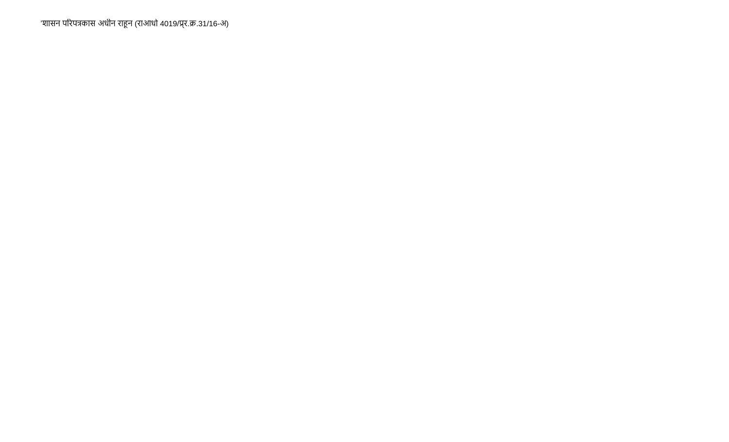"शासन परिपत्रकास अधीन राहून (राआधो 4019/प्र.क्र.31/16-अ)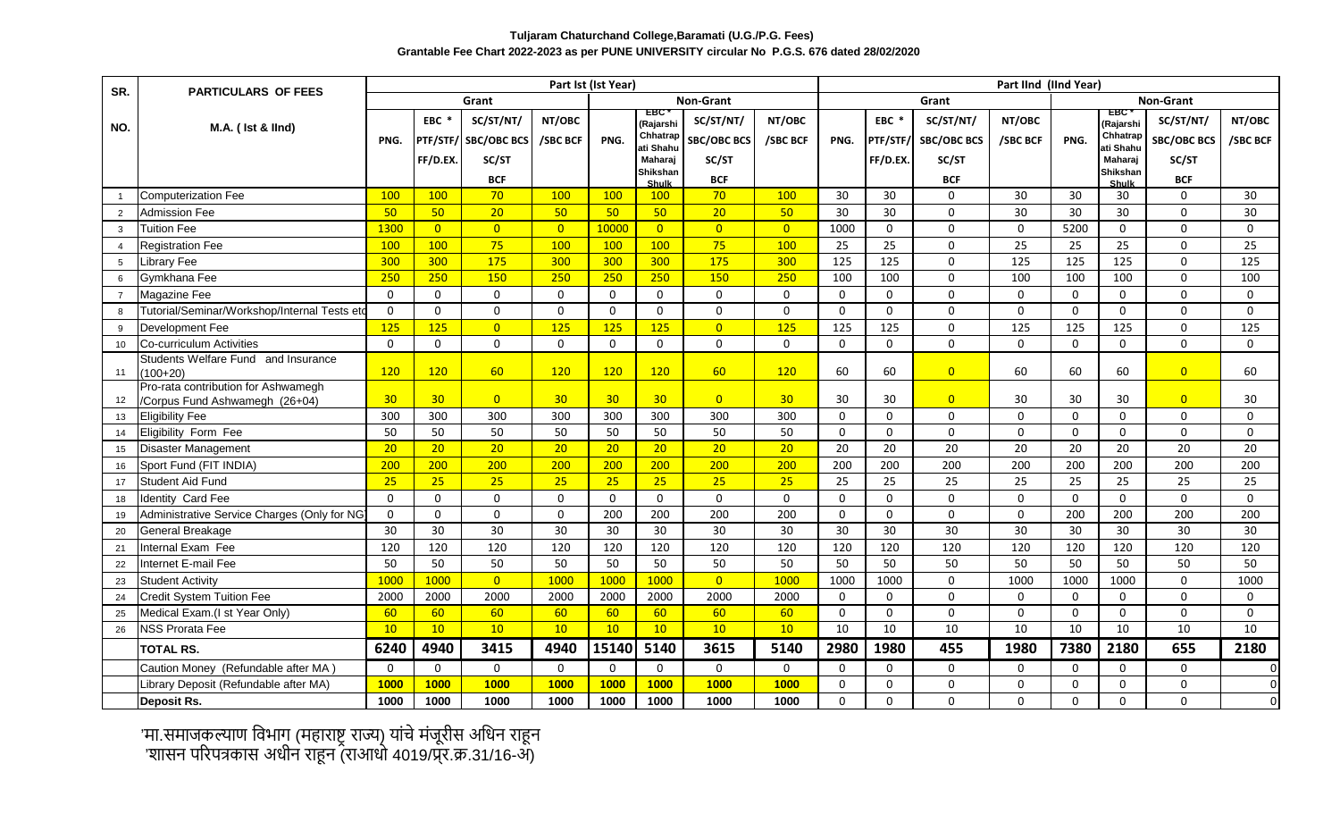**Tuljaram Chaturchand College,Baramati (U.G./P.G. Fees)**

**Grantable Fee Chart 2022-2023 as per PUNE UNIVERSITY circular No P.G.S. 676 dated 28/02/2020**

| SR. | PARTICULARS OF FEES | Part Ist (Ist Year) | | | | | | | | Part IInd (IInd Year) | | | | | | | |
|---|---|---|---|---|---|---|---|---|---|---|---|---|---|---|---|---|---|
| | | Grant | | | | Non-Grant | | | | Grant | | | | Non-Grant | | | |
| NO. | M.A. ( Ist & IInd) | PNG. | EBC * PTF/STF/ FF/D.EX. | SC/ST/NT/ SBC/OBC BCS SC/ST BCF | NT/OBC /SBC BCF | PNG. | EBC* (Rajarshi Chhatrapati Shahu Maharaj Shikshan Shulk | SC/ST/NT/ SBC/OBC BCS SC/ST BCF | NT/OBC /SBC BCF | PNG. | EBC * PTF/STF/ FF/D.EX. | SC/ST/NT/ SBC/OBC BCS SC/ST BCF | NT/OBC /SBC BCF | PNG. | EBC* (Rajarshi Chhatrapati Shahu Maharaj Shikshan Shulk | SC/ST/NT/ SBC/OBC BCS SC/ST BCF | NT/OBC /SBC BCF |
| 1 | Computerization Fee | 100 | 100 | 70 | 100 | 100 | 100 | 70 | 100 | 30 | 30 | 0 | 30 | 30 | 30 | 0 | 30 |
| 2 | Admission Fee | 50 | 50 | 20 | 50 | 50 | 50 | 20 | 50 | 30 | 30 | 0 | 30 | 30 | 30 | 0 | 30 |
| 3 | Tuition Fee | 1300 | 0 | 0 | 0 | 10000 | 0 | 0 | 0 | 1000 | 0 | 0 | 0 | 5200 | 0 | 0 | 0 |
| 4 | Registration Fee | 100 | 100 | 75 | 100 | 100 | 100 | 75 | 100 | 25 | 25 | 0 | 25 | 25 | 25 | 0 | 25 |
| 5 | Library Fee | 300 | 300 | 175 | 300 | 300 | 300 | 175 | 300 | 125 | 125 | 0 | 125 | 125 | 125 | 0 | 125 |
| 6 | Gymkhana Fee | 250 | 250 | 150 | 250 | 250 | 250 | 150 | 250 | 100 | 100 | 0 | 100 | 100 | 100 | 0 | 100 |
| 7 | Magazine Fee | 0 | 0 | 0 | 0 | 0 | 0 | 0 | 0 | 0 | 0 | 0 | 0 | 0 | 0 | 0 | 0 |
| 8 | Tutorial/Seminar/Workshop/Internal Tests etc | 0 | 0 | 0 | 0 | 0 | 0 | 0 | 0 | 0 | 0 | 0 | 0 | 0 | 0 | 0 | 0 |
| 9 | Development Fee | 125 | 125 | 0 | 125 | 125 | 125 | 0 | 125 | 125 | 125 | 0 | 125 | 125 | 125 | 0 | 125 |
| 10 | Co-curriculum Activities | 0 | 0 | 0 | 0 | 0 | 0 | 0 | 0 | 0 | 0 | 0 | 0 | 0 | 0 | 0 | 0 |
| 11 | Students Welfare Fund and Insurance (100+20) | 120 | 120 | 60 | 120 | 120 | 120 | 60 | 120 | 60 | 60 | 0 | 60 | 60 | 60 | 0 | 60 |
| 12 | Pro-rata contribution for Ashwamegh /Corpus Fund Ashwamegh (26+04) | 30 | 30 | 0 | 30 | 30 | 30 | 0 | 30 | 30 | 30 | 0 | 30 | 30 | 30 | 0 | 30 |
| 13 | Eligibility Fee | 300 | 300 | 300 | 300 | 300 | 300 | 300 | 300 | 0 | 0 | 0 | 0 | 0 | 0 | 0 | 0 |
| 14 | Eligibility Form Fee | 50 | 50 | 50 | 50 | 50 | 50 | 50 | 50 | 0 | 0 | 0 | 0 | 0 | 0 | 0 | 0 |
| 15 | Disaster Management | 20 | 20 | 20 | 20 | 20 | 20 | 20 | 20 | 20 | 20 | 20 | 20 | 20 | 20 | 20 | 20 |
| 16 | Sport Fund (FIT INDIA) | 200 | 200 | 200 | 200 | 200 | 200 | 200 | 200 | 200 | 200 | 200 | 200 | 200 | 200 | 200 | 200 |
| 17 | Student Aid Fund | 25 | 25 | 25 | 25 | 25 | 25 | 25 | 25 | 25 | 25 | 25 | 25 | 25 | 25 | 25 | 25 |
| 18 | Identity Card Fee | 0 | 0 | 0 | 0 | 0 | 0 | 0 | 0 | 0 | 0 | 0 | 0 | 0 | 0 | 0 | 0 |
| 19 | Administrative Service Charges (Only for NG) | 0 | 0 | 0 | 0 | 200 | 200 | 200 | 200 | 0 | 0 | 0 | 0 | 200 | 200 | 200 | 200 |
| 20 | General Breakage | 30 | 30 | 30 | 30 | 30 | 30 | 30 | 30 | 30 | 30 | 30 | 30 | 30 | 30 | 30 | 30 |
| 21 | Internal Exam Fee | 120 | 120 | 120 | 120 | 120 | 120 | 120 | 120 | 120 | 120 | 120 | 120 | 120 | 120 | 120 | 120 |
| 22 | Internet E-mail Fee | 50 | 50 | 50 | 50 | 50 | 50 | 50 | 50 | 50 | 50 | 50 | 50 | 50 | 50 | 50 | 50 |
| 23 | Student Activity | 1000 | 1000 | 0 | 1000 | 1000 | 1000 | 0 | 1000 | 1000 | 1000 | 0 | 1000 | 1000 | 1000 | 0 | 1000 |
| 24 | Credit System Tuition Fee | 2000 | 2000 | 2000 | 2000 | 2000 | 2000 | 2000 | 2000 | 0 | 0 | 0 | 0 | 0 | 0 | 0 | 0 |
| 25 | Medical Exam.(I st Year Only) | 60 | 60 | 60 | 60 | 60 | 60 | 60 | 60 | 0 | 0 | 0 | 0 | 0 | 0 | 0 | 0 |
| 26 | NSS Prorata Fee | 10 | 10 | 10 | 10 | 10 | 10 | 10 | 10 | 10 | 10 | 10 | 10 | 10 | 10 | 10 | 10 |
| | **TOTAL RS.** | **6240** | **4940** | **3415** | **4940** | **15140** | **5140** | **3615** | **5140** | **2980** | **1980** | **455** | **1980** | **7380** | **2180** | **655** | **2180** |
| | Caution Money (Refundable after MA ) | 0 | 0 | 0 | 0 | 0 | 0 | 0 | 0 | 0 | 0 | 0 | 0 | 0 | 0 | 0 | 0 |
| | Library Deposit (Refundable after MA) | 1000 | 1000 | 1000 | 1000 | 1000 | 1000 | 1000 | 1000 | 0 | 0 | 0 | 0 | 0 | 0 | 0 | 0 |
| | **Deposit Rs.** | **1000** | **1000** | **1000** | **1000** | **1000** | **1000** | **1000** | **1000** | 0 | 0 | 0 | 0 | 0 | 0 | 0 | 0 |

'मा.समाजकल्याण विभाग (महाराष्ट्र राज्य) यांचे मंजूरीस अधिन राहून
'शासन परिपत्रकास अधीन राहून (राआधो 4019/प्र.क्र.31/16-अ)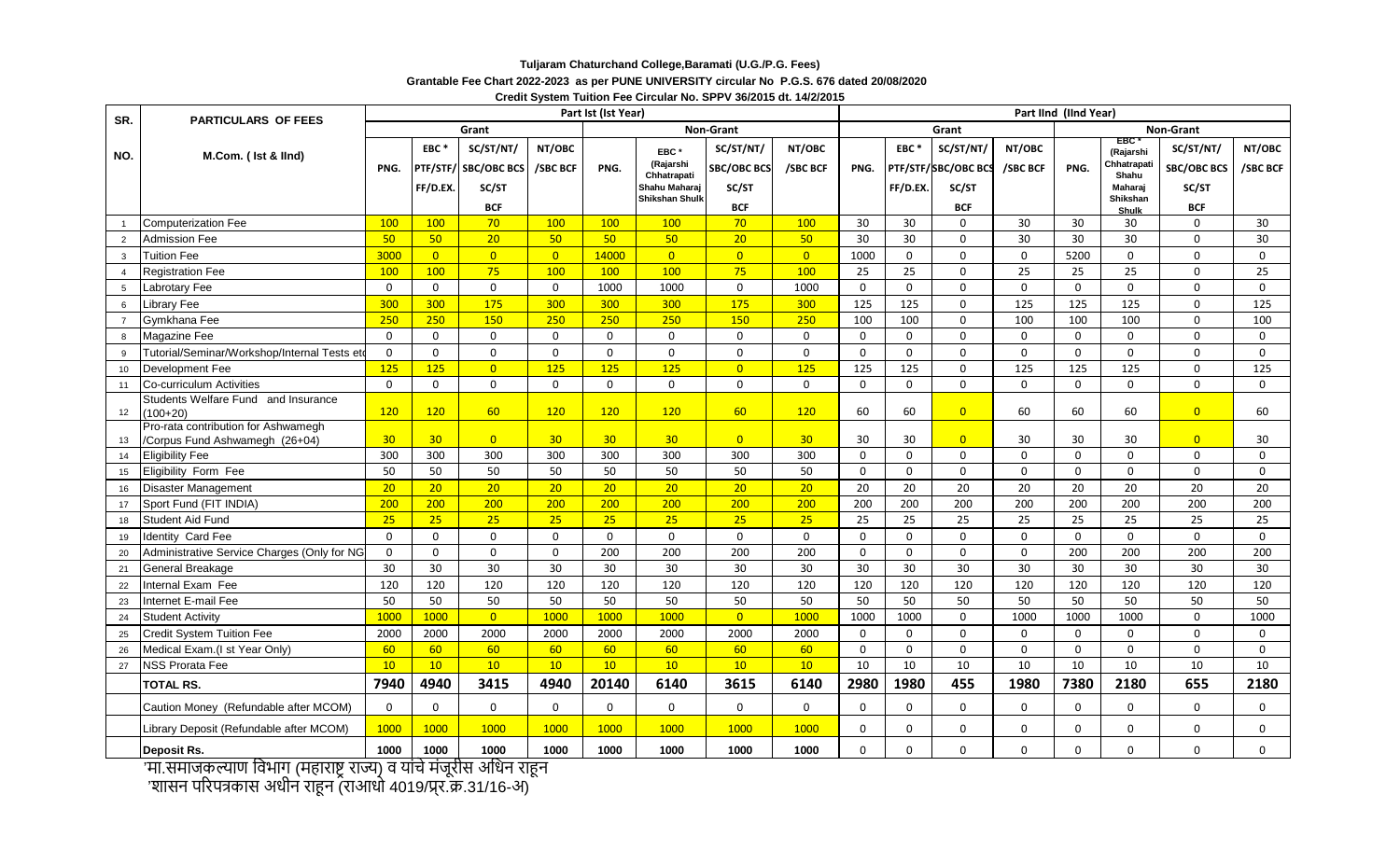**Tuljaram Chaturchand College,Baramati (U.G./P.G. Fees)**

**Grantable Fee Chart 2022-2023 as per PUNE UNIVERSITY circular No P.G.S. 676 dated 20/08/2020**

**Credit System Tuition Fee Circular No. SPPV 36/2015 dt. 14/2/2015**

| SR. | PARTICULARS OF FEES | Part Ist (Ist Year) | | | | | | | | Part IInd (IInd Year) | | | | | | | |
|---|---|---|---|---|---|---|---|---|---|---|---|---|---|---|---|---|---|
| | | Grant | | | | Non-Grant | | | | Grant | | | | Non-Grant | | | |
| NO. | M.Com. ( Ist & IInd) | PNG. | EBC * PTF/STF/ FF/D.EX. | SC/ST/NT/ SBC/OBC BCS SC/ST BCF | NT/OBC /SBC BCF | PNG. | EBC * (Rajarshi Chhatrapati Shahu Maharaj Shikshan Shulk | SC/ST/NT/ SBC/OBC BCS SC/ST BCF | NT/OBC /SBC BCF | PNG. | EBC * PTF/STF/ FF/D.EX. | SC/ST/NT/ SBC/OBC BCS SC/ST BCF | NT/OBC /SBC BCF | PNG. | EBC * (Rajarshi Chhatrapati Shahu Maharaj Shikshan Shulk | SC/ST/NT/ SBC/OBC BCS SC/ST BCF | NT/OBC /SBC BCF |
| 1 | Computerization Fee | 100 | 100 | 70 | 100 | 100 | 100 | 70 | 100 | 30 | 30 | 0 | 30 | 30 | 30 | 0 | 30 |
| 2 | Admission Fee | 50 | 50 | 20 | 50 | 50 | 50 | 20 | 50 | 30 | 30 | 0 | 30 | 30 | 30 | 0 | 30 |
| 3 | Tuition Fee | 3000 | 0 | 0 | 0 | 14000 | 0 | 0 | 0 | 1000 | 0 | 0 | 0 | 5200 | 0 | 0 | 0 |
| 4 | Registration Fee | 100 | 100 | 75 | 100 | 100 | 100 | 75 | 100 | 25 | 25 | 0 | 25 | 25 | 25 | 0 | 25 |
| 5 | Labrotary Fee | 0 | 0 | 0 | 0 | 1000 | 1000 | 0 | 1000 | 0 | 0 | 0 | 0 | 0 | 0 | 0 | 0 |
| 6 | Library Fee | 300 | 300 | 175 | 300 | 300 | 300 | 175 | 300 | 125 | 125 | 0 | 125 | 125 | 125 | 0 | 125 |
| 7 | Gymkhana Fee | 250 | 250 | 150 | 250 | 250 | 250 | 150 | 250 | 100 | 100 | 0 | 100 | 100 | 100 | 0 | 100 |
| 8 | Magazine Fee | 0 | 0 | 0 | 0 | 0 | 0 | 0 | 0 | 0 | 0 | 0 | 0 | 0 | 0 | 0 | 0 |
| 9 | Tutorial/Seminar/Workshop/Internal Tests etc | 0 | 0 | 0 | 0 | 0 | 0 | 0 | 0 | 0 | 0 | 0 | 0 | 0 | 0 | 0 | 0 |
| 10 | Development Fee | 125 | 125 | 0 | 125 | 125 | 125 | 0 | 125 | 125 | 125 | 0 | 125 | 125 | 125 | 0 | 125 |
| 11 | Co-curriculum Activities | 0 | 0 | 0 | 0 | 0 | 0 | 0 | 0 | 0 | 0 | 0 | 0 | 0 | 0 | 0 | 0 |
| 12 | Students Welfare Fund and Insurance (100+20) | 120 | 120 | 60 | 120 | 120 | 120 | 60 | 120 | 60 | 60 | 0 | 60 | 60 | 60 | 0 | 60 |
| 13 | Pro-rata contribution for Ashwamegh /Corpus Fund Ashwamegh (26+04) | 30 | 30 | 0 | 30 | 30 | 30 | 0 | 30 | 30 | 30 | 0 | 30 | 30 | 30 | 0 | 30 |
| 14 | Eligibility Fee | 300 | 300 | 300 | 300 | 300 | 300 | 300 | 300 | 0 | 0 | 0 | 0 | 0 | 0 | 0 | 0 |
| 15 | Eligibility Form Fee | 50 | 50 | 50 | 50 | 50 | 50 | 50 | 50 | 0 | 0 | 0 | 0 | 0 | 0 | 0 | 0 |
| 16 | Disaster Management | 20 | 20 | 20 | 20 | 20 | 20 | 20 | 20 | 20 | 20 | 20 | 20 | 20 | 20 | 20 | 20 |
| 17 | Sport Fund (FIT INDIA) | 200 | 200 | 200 | 200 | 200 | 200 | 200 | 200 | 200 | 200 | 200 | 200 | 200 | 200 | 200 | 200 |
| 18 | Student Aid Fund | 25 | 25 | 25 | 25 | 25 | 25 | 25 | 25 | 25 | 25 | 25 | 25 | 25 | 25 | 25 | 25 |
| 19 | Identity Card Fee | 0 | 0 | 0 | 0 | 0 | 0 | 0 | 0 | 0 | 0 | 0 | 0 | 0 | 0 | 0 | 0 |
| 20 | Administrative Service Charges (Only for NG) | 0 | 0 | 0 | 0 | 200 | 200 | 200 | 200 | 0 | 0 | 0 | 0 | 200 | 200 | 200 | 200 |
| 21 | General Breakage | 30 | 30 | 30 | 30 | 30 | 30 | 30 | 30 | 30 | 30 | 30 | 30 | 30 | 30 | 30 | 30 |
| 22 | Internal Exam Fee | 120 | 120 | 120 | 120 | 120 | 120 | 120 | 120 | 120 | 120 | 120 | 120 | 120 | 120 | 120 | 120 |
| 23 | Internet E-mail Fee | 50 | 50 | 50 | 50 | 50 | 50 | 50 | 50 | 50 | 50 | 50 | 50 | 50 | 50 | 50 | 50 |
| 24 | Student Activity | 1000 | 1000 | 0 | 1000 | 1000 | 1000 | 0 | 1000 | 1000 | 1000 | 0 | 1000 | 1000 | 1000 | 0 | 1000 |
| 25 | Credit System Tuition Fee | 2000 | 2000 | 2000 | 2000 | 2000 | 2000 | 2000 | 2000 | 0 | 0 | 0 | 0 | 0 | 0 | 0 | 0 |
| 26 | Medical Exam.(I st Year Only) | 60 | 60 | 60 | 60 | 60 | 60 | 60 | 60 | 0 | 0 | 0 | 0 | 0 | 0 | 0 | 0 |
| 27 | NSS Prorata Fee | 10 | 10 | 10 | 10 | 10 | 10 | 10 | 10 | 10 | 10 | 10 | 10 | 10 | 10 | 10 | 10 |
| | **TOTAL RS.** | **7940** | **4940** | **3415** | **4940** | **20140** | **6140** | **3615** | **6140** | **2980** | **1980** | **455** | **1980** | **7380** | **2180** | **655** | **2180** |
| | Caution Money (Refundable after MCOM) | 0 | 0 | 0 | 0 | 0 | 0 | 0 | 0 | 0 | 0 | 0 | 0 | 0 | 0 | 0 | 0 |
| | Library Deposit (Refundable after MCOM) | 1000 | 1000 | 1000 | 1000 | 1000 | 1000 | 1000 | 1000 | 0 | 0 | 0 | 0 | 0 | 0 | 0 | 0 |
| | **Deposit Rs.** | 1000 | 1000 | 1000 | 1000 | 1000 | 1000 | 1000 | 1000 | 0 | 0 | 0 | 0 | 0 | 0 | 0 | 0 |

'मा.समाजकल्याण विभाग (महाराष्ट्र राज्य) व यांचे मंजूरीस अधिन राहून

'शासन परिपत्रकास अधीन राहून (राआधो 4019/प्र.क्र.31/16-अ)